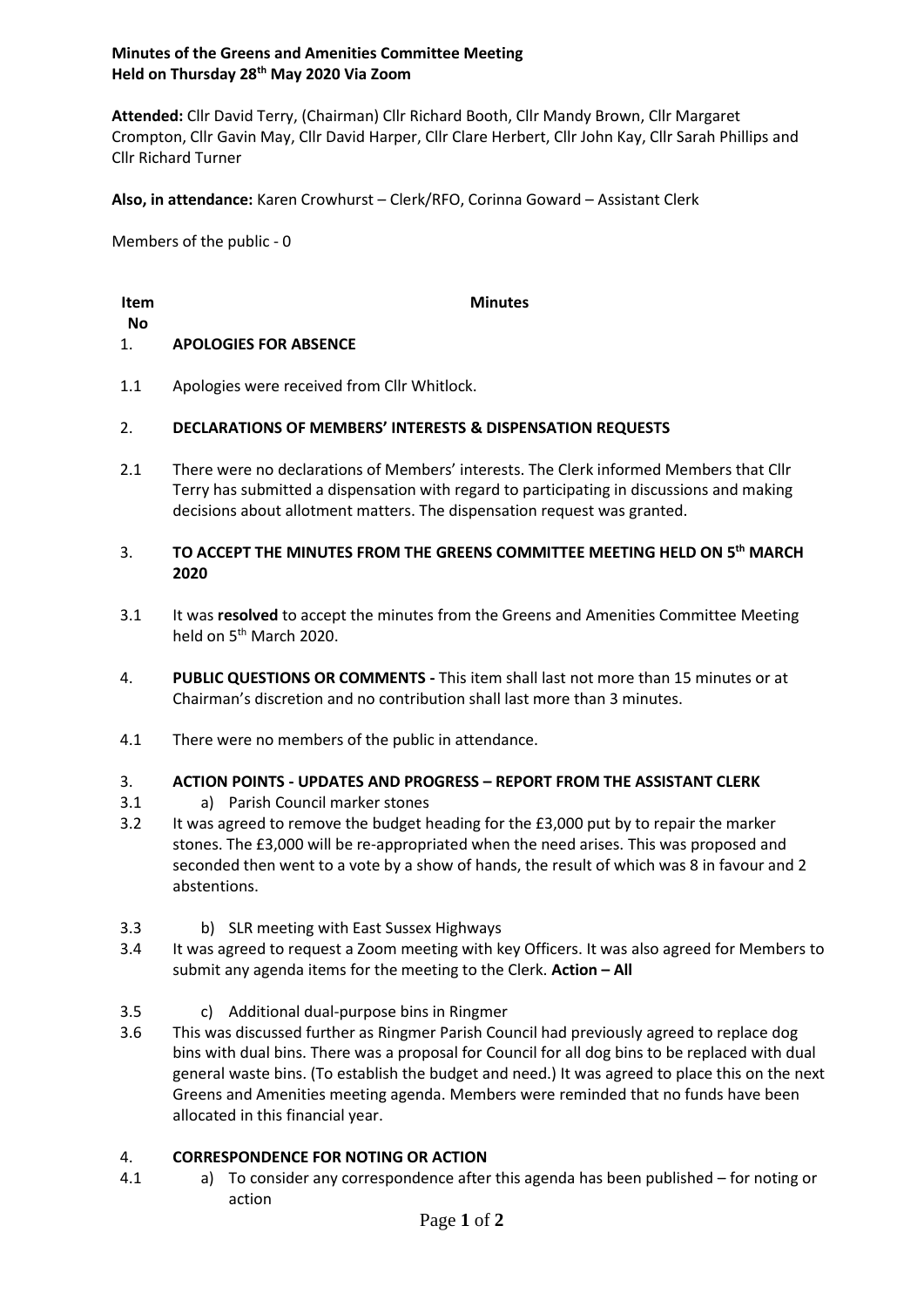**Minutes of the Greens and Amenities Committee Meeting**
**Held on Thursday 28th May 2020 Via Zoom**

**Attended:** Cllr David Terry, (Chairman) Cllr Richard Booth, Cllr Mandy Brown, Cllr Margaret Crompton, Cllr Gavin May, Cllr David Harper, Cllr Clare Herbert, Cllr John Kay, Cllr Sarah Phillips and Cllr Richard Turner

**Also, in attendance:** Karen Crowhurst – Clerk/RFO, Corinna Goward – Assistant Clerk

Members of the public - 0

| Item No | Minutes |
|---|---|
| 1. | **APOLOGIES FOR ABSENCE** |
| 1.1 | Apologies were received from Cllr Whitlock. |
| 2. | **DECLARATIONS OF MEMBERS' INTERESTS & DISPENSATION REQUESTS** |
| 2.1 | There were no declarations of Members' interests. The Clerk informed Members that Cllr Terry has submitted a dispensation with regard to participating in discussions and making decisions about allotment matters. The dispensation request was granted. |
| 3. | **TO ACCEPT THE MINUTES FROM THE GREENS COMMITTEE MEETING HELD ON 5th MARCH 2020** |
| 3.1 | It was **resolved** to accept the minutes from the Greens and Amenities Committee Meeting held on 5th March 2020. |
| 4. | **PUBLIC QUESTIONS OR COMMENTS -** This item shall last not more than 15 minutes or at Chairman's discretion and no contribution shall last more than 3 minutes. |
| 4.1 | There were no members of the public in attendance. |
| 3. | **ACTION POINTS - UPDATES AND PROGRESS – REPORT FROM THE ASSISTANT CLERK** |
| 3.1 | a) Parish Council marker stones |
| 3.2 | It was agreed to remove the budget heading for the £3,000 put by to repair the marker stones. The £3,000 will be re-appropriated when the need arises. This was proposed and seconded then went to a vote by a show of hands, the result of which was 8 in favour and 2 abstentions. |
| 3.3 | b) SLR meeting with East Sussex Highways |
| 3.4 | It was agreed to request a Zoom meeting with key Officers. It was also agreed for Members to submit any agenda items for the meeting to the Clerk. **Action – All** |
| 3.5 | c) Additional dual-purpose bins in Ringmer |
| 3.6 | This was discussed further as Ringmer Parish Council had previously agreed to replace dog bins with dual bins. There was a proposal for Council for all dog bins to be replaced with dual general waste bins. (To establish the budget and need.) It was agreed to place this on the next Greens and Amenities meeting agenda. Members were reminded that no funds have been allocated in this financial year. |
| 4. | **CORRESPONDENCE FOR NOTING OR ACTION** |
| 4.1 | a) To consider any correspondence after this agenda has been published – for noting or action |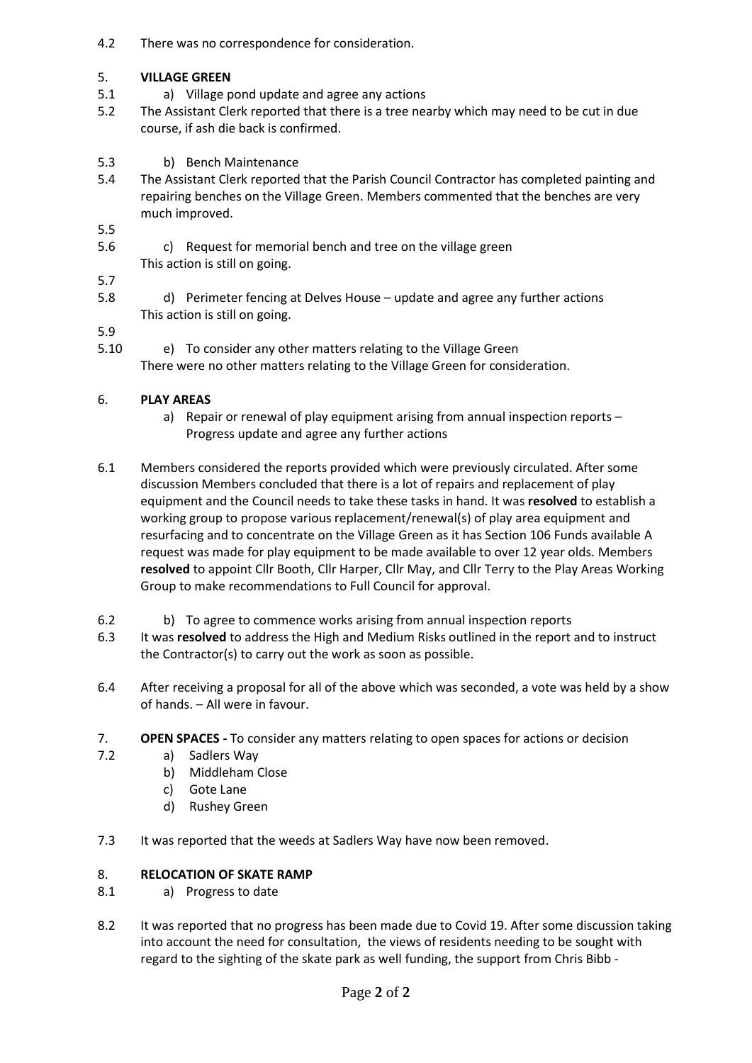4.2 There was no correspondence for consideration.

5. **VILLAGE GREEN**

5.1 a) Village pond update and agree any actions

5.2 The Assistant Clerk reported that there is a tree nearby which may need to be cut in due course, if ash die back is confirmed.

5.3 b) Bench Maintenance

5.4 The Assistant Clerk reported that the Parish Council Contractor has completed painting and repairing benches on the Village Green. Members commented that the benches are very much improved.

5.5

5.6 c) Request for memorial bench and tree on the village green
This action is still on going.

5.7

5.8 d) Perimeter fencing at Delves House – update and agree any further actions
This action is still on going.

5.9

5.10 e) To consider any other matters relating to the Village Green
There were no other matters relating to the Village Green for consideration.

6. **PLAY AREAS**

a) Repair or renewal of play equipment arising from annual inspection reports – Progress update and agree any further actions

6.1 Members considered the reports provided which were previously circulated. After some discussion Members concluded that there is a lot of repairs and replacement of play equipment and the Council needs to take these tasks in hand. It was **resolved** to establish a working group to propose various replacement/renewal(s) of play area equipment and resurfacing and to concentrate on the Village Green as it has Section 106 Funds available A request was made for play equipment to be made available to over 12 year olds. Members **resolved** to appoint Cllr Booth, Cllr Harper, Cllr May, and Cllr Terry to the Play Areas Working Group to make recommendations to Full Council for approval.

6.2 b) To agree to commence works arising from annual inspection reports

6.3 It was **resolved** to address the High and Medium Risks outlined in the report and to instruct the Contractor(s) to carry out the work as soon as possible.

6.4 After receiving a proposal for all of the above which was seconded, a vote was held by a show of hands. – All were in favour.

7. **OPEN SPACES -** To consider any matters relating to open spaces for actions or decision

7.2
a) Sadlers Way
b) Middleham Close
c) Gote Lane
d) Rushey Green

7.3 It was reported that the weeds at Sadlers Way have now been removed.

8. **RELOCATION OF SKATE RAMP**

8.1 a) Progress to date

8.2 It was reported that no progress has been made due to Covid 19. After some discussion taking into account the need for consultation, the views of residents needing to be sought with regard to the sighting of the skate park as well funding, the support from Chris Bibb -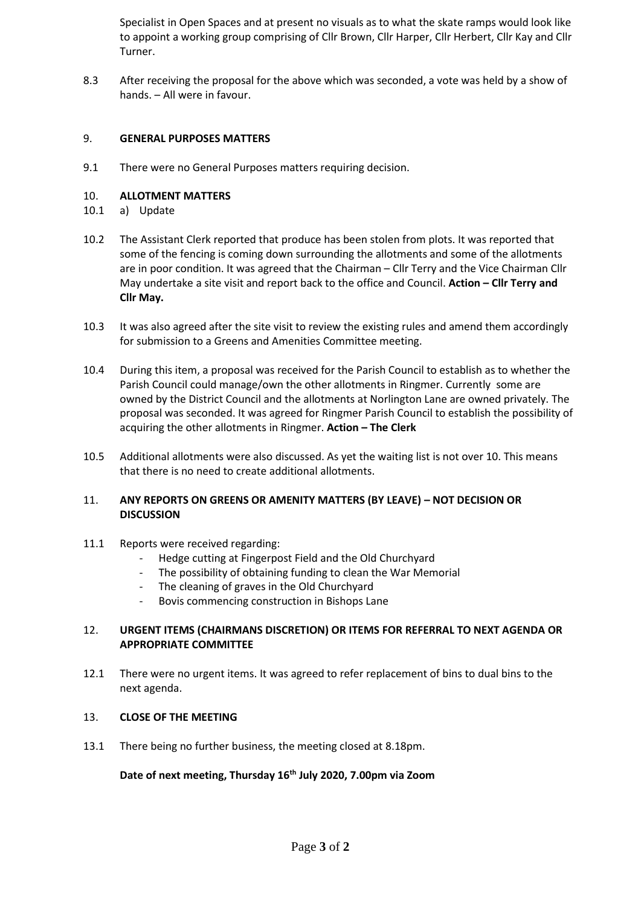Specialist in Open Spaces and at present no visuals as to what the skate ramps would look like to appoint a working group comprising of Cllr Brown, Cllr Harper, Cllr Herbert, Cllr Kay and Cllr Turner.

8.3 After receiving the proposal for the above which was seconded, a vote was held by a show of hands. – All were in favour.

9. **GENERAL PURPOSES MATTERS**

9.1 There were no General Purposes matters requiring decision.

10. **ALLOTMENT MATTERS**

10.1 a) Update

10.2 The Assistant Clerk reported that produce has been stolen from plots. It was reported that some of the fencing is coming down surrounding the allotments and some of the allotments are in poor condition. It was agreed that the Chairman – Cllr Terry and the Vice Chairman Cllr May undertake a site visit and report back to the office and Council. **Action – Cllr Terry and Cllr May.**

10.3 It was also agreed after the site visit to review the existing rules and amend them accordingly for submission to a Greens and Amenities Committee meeting.

10.4 During this item, a proposal was received for the Parish Council to establish as to whether the Parish Council could manage/own the other allotments in Ringmer. Currently some are owned by the District Council and the allotments at Norlington Lane are owned privately. The proposal was seconded. It was agreed for Ringmer Parish Council to establish the possibility of acquiring the other allotments in Ringmer. **Action – The Clerk**

10.5 Additional allotments were also discussed. As yet the waiting list is not over 10. This means that there is no need to create additional allotments.

11. **ANY REPORTS ON GREENS OR AMENITY MATTERS (BY LEAVE) – NOT DECISION OR DISCUSSION**

11.1 Reports were received regarding:
- Hedge cutting at Fingerpost Field and the Old Churchyard
- The possibility of obtaining funding to clean the War Memorial
- The cleaning of graves in the Old Churchyard
- Bovis commencing construction in Bishops Lane

12. **URGENT ITEMS (CHAIRMANS DISCRETION) OR ITEMS FOR REFERRAL TO NEXT AGENDA OR APPROPRIATE COMMITTEE**

12.1 There were no urgent items. It was agreed to refer replacement of bins to dual bins to the next agenda.

13. **CLOSE OF THE MEETING**

13.1 There being no further business, the meeting closed at 8.18pm.

**Date of next meeting, Thursday 16th July 2020, 7.00pm via Zoom**